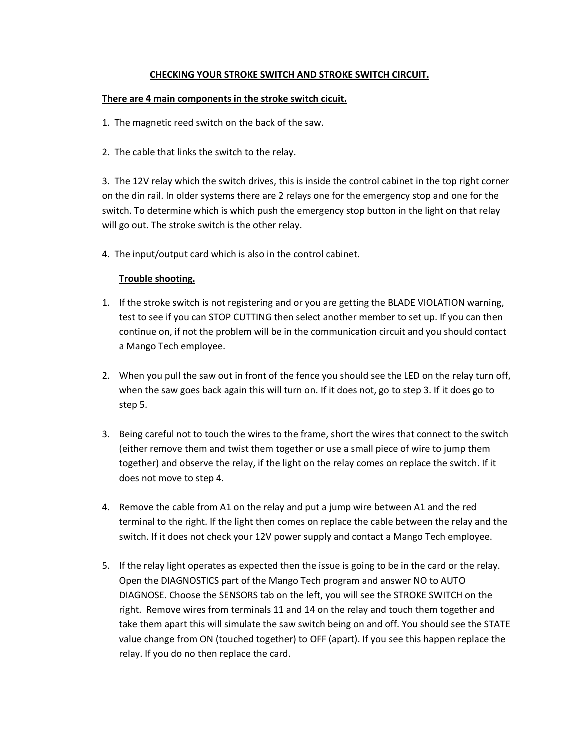# CHECKING YOUR STROKE SWITCH AND STROKE SWITCH CIRCUIT.

## There are 4 main components in the stroke switch cicuit.

1. The magnetic reed switch on the back of the saw.

2. The cable that links the switch to the relay.

3. The 12V relay which the switch drives, this is inside the control cabinet in the top right corner on the din rail. In older systems there are 2 relays one for the emergency stop and one for the switch. To determine which is which push the emergency stop button in the light on that relay will go out. The stroke switch is the other relay.

4. The input/output card which is also in the control cabinet.

### Trouble shooting.

1. If the stroke switch is not registering and or you are getting the BLADE VIOLATION warning, test to see if you can STOP CUTTING then select another member to set up. If you can then continue on, if not the problem will be in the communication circuit and you should contact a Mango Tech employee.

2. When you pull the saw out in front of the fence you should see the LED on the relay turn off, when the saw goes back again this will turn on. If it does not, go to step 3. If it does go to step 5.

3. Being careful not to touch the wires to the frame, short the wires that connect to the switch (either remove them and twist them together or use a small piece of wire to jump them together) and observe the relay, if the light on the relay comes on replace the switch. If it does not move to step 4.

4. Remove the cable from A1 on the relay and put a jump wire between A1 and the red terminal to the right. If the light then comes on replace the cable between the relay and the switch. If it does not check your 12V power supply and contact a Mango Tech employee.

5. If the relay light operates as expected then the issue is going to be in the card or the relay. Open the DIAGNOSTICS part of the Mango Tech program and answer NO to AUTO DIAGNOSE. Choose the SENSORS tab on the left, you will see the STROKE SWITCH on the right. Remove wires from terminals 11 and 14 on the relay and touch them together and take them apart this will simulate the saw switch being on and off. You should see the STATE value change from ON (touched together) to OFF (apart). If you see this happen replace the relay. If you do no then replace the card.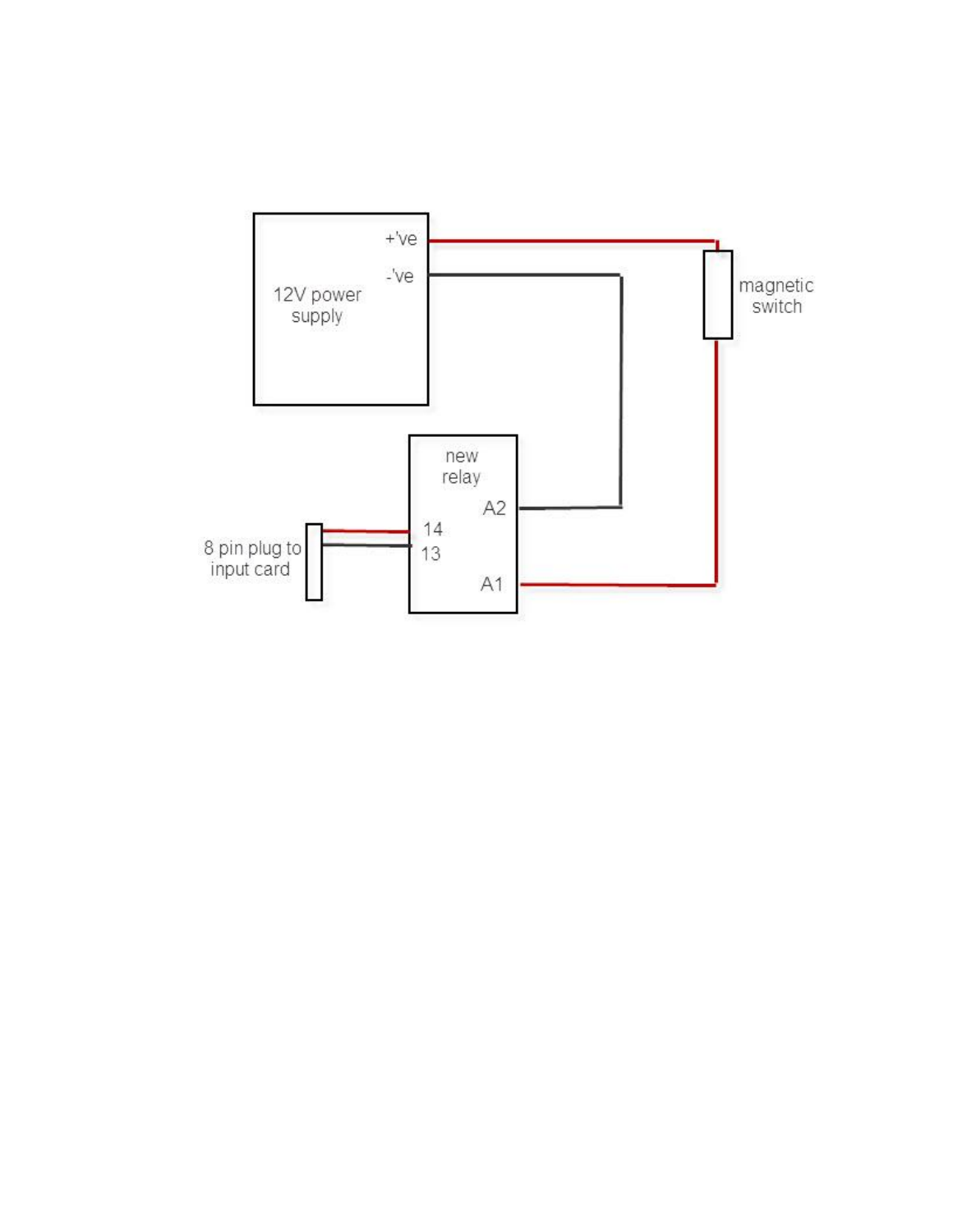12V power supply

+'ve

-'ve

magnetic switch

new relay

A2

14

13

A1

8 pin plug to input card